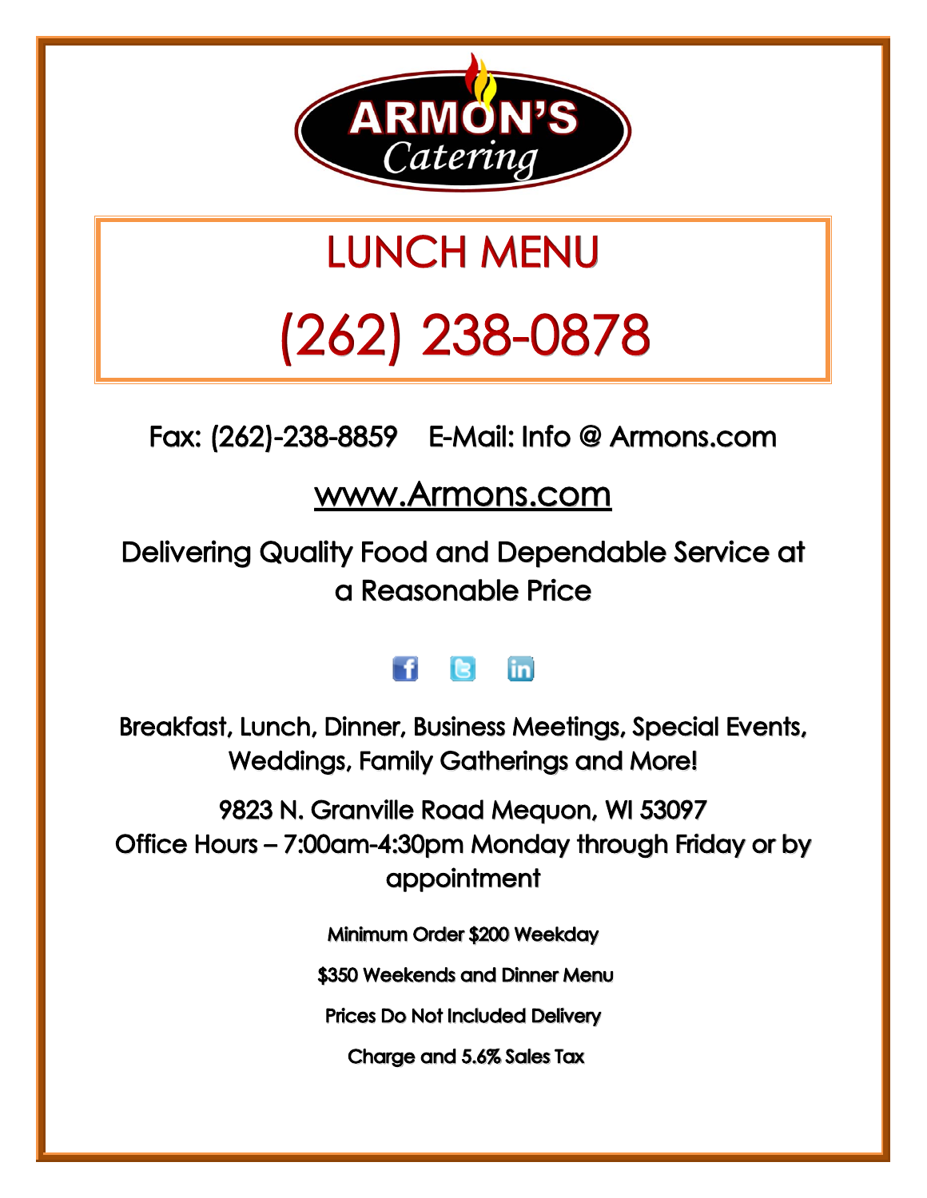ARMON'S
*Catering*

# LUNCH MENU

# (262) 238-0878

Fax: (262)-238-8859 E-Mail: Info @ Armons.com

www.Armons.com

Delivering Quality Food and Dependable Service at a Reasonable Price

Breakfast, Lunch, Dinner, Business Meetings, Special Events, Weddings, Family Gatherings and More!

9823 N. Granville Road Mequon, WI 53097
Office Hours – 7:00am-4:30pm Monday through Friday or by appointment

**Minimum Order $200 Weekday**

**$350 Weekends and Dinner Menu**

**Prices Do Not Included Delivery**

**Charge and 5.6% Sales Tax**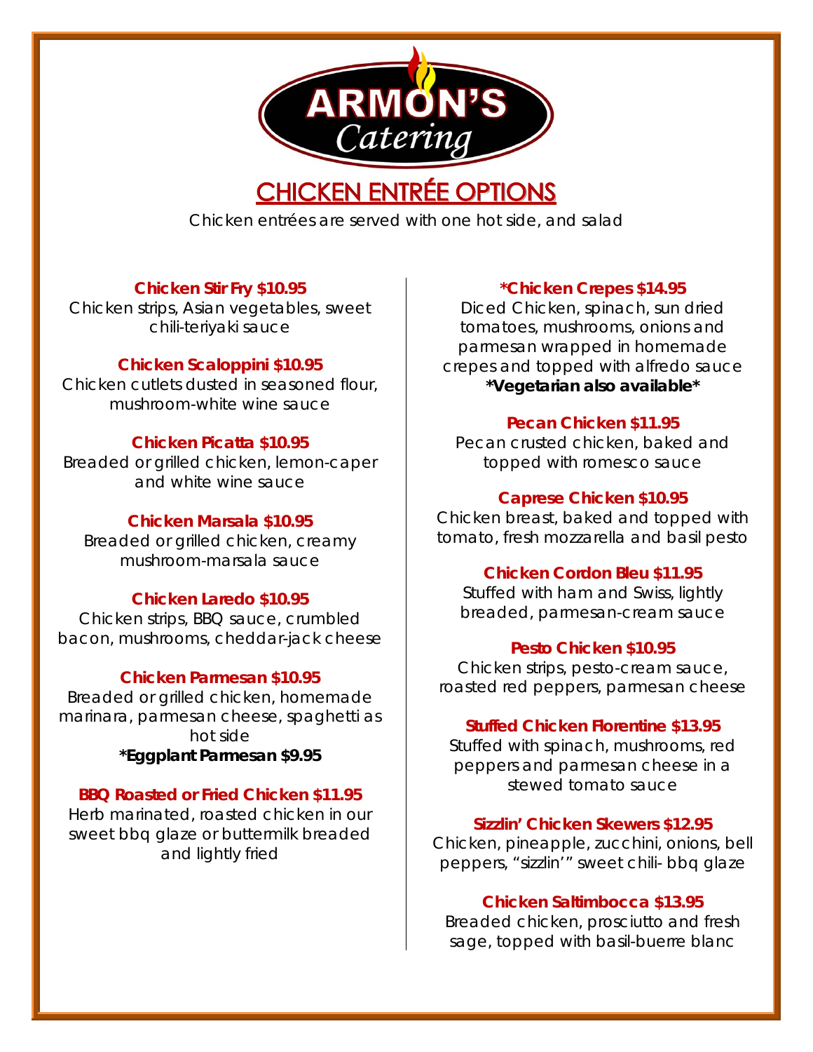# ARMON'S Catering

## CHICKEN ENTRÉE OPTIONS

Chicken entrées are served with one hot side, and salad

**Chicken Stir Fry $10.95**
Chicken strips, Asian vegetables, sweet chili-teriyaki sauce

**Chicken Scaloppini $10.95**
Chicken cutlets dusted in seasoned flour, mushroom-white wine sauce

**Chicken Picatta $10.95**
Breaded or grilled chicken, lemon-caper and white wine sauce

**Chicken Marsala $10.95**
Breaded or grilled chicken, creamy mushroom-marsala sauce

**Chicken Laredo $10.95**
Chicken strips, BBQ sauce, crumbled bacon, mushrooms, cheddar-jack cheese

**Chicken Parmesan $10.95**
Breaded or grilled chicken, homemade marinara, parmesan cheese, spaghetti as hot side
***Eggplant Parmesan $9.95**

**BBQ Roasted or Fried Chicken $11.95**
Herb marinated, roasted chicken in our sweet bbq glaze or buttermilk breaded and lightly fried

***Chicken Crepes $14.95**
Diced Chicken, spinach, sun dried tomatoes, mushrooms, onions and parmesan wrapped in homemade crepes and topped with alfredo sauce
***Vegetarian also available***

**Pecan Chicken $11.95**
Pecan crusted chicken, baked and topped with romesco sauce

**Caprese Chicken $10.95**
Chicken breast, baked and topped with tomato, fresh mozzarella and basil pesto

**Chicken Cordon Bleu $11.95**
Stuffed with ham and Swiss, lightly breaded, parmesan-cream sauce

**Pesto Chicken $10.95**
Chicken strips, pesto-cream sauce, roasted red peppers, parmesan cheese

**Stuffed Chicken Florentine $13.95**
Stuffed with spinach, mushrooms, red peppers and parmesan cheese in a stewed tomato sauce

**Sizzlin' Chicken Skewers $12.95**
Chicken, pineapple, zucchini, onions, bell peppers, "sizzlin'" sweet chili- bbq glaze

**Chicken Saltimbocca $13.95**
Breaded chicken, prosciutto and fresh sage, topped with basil-buerre blanc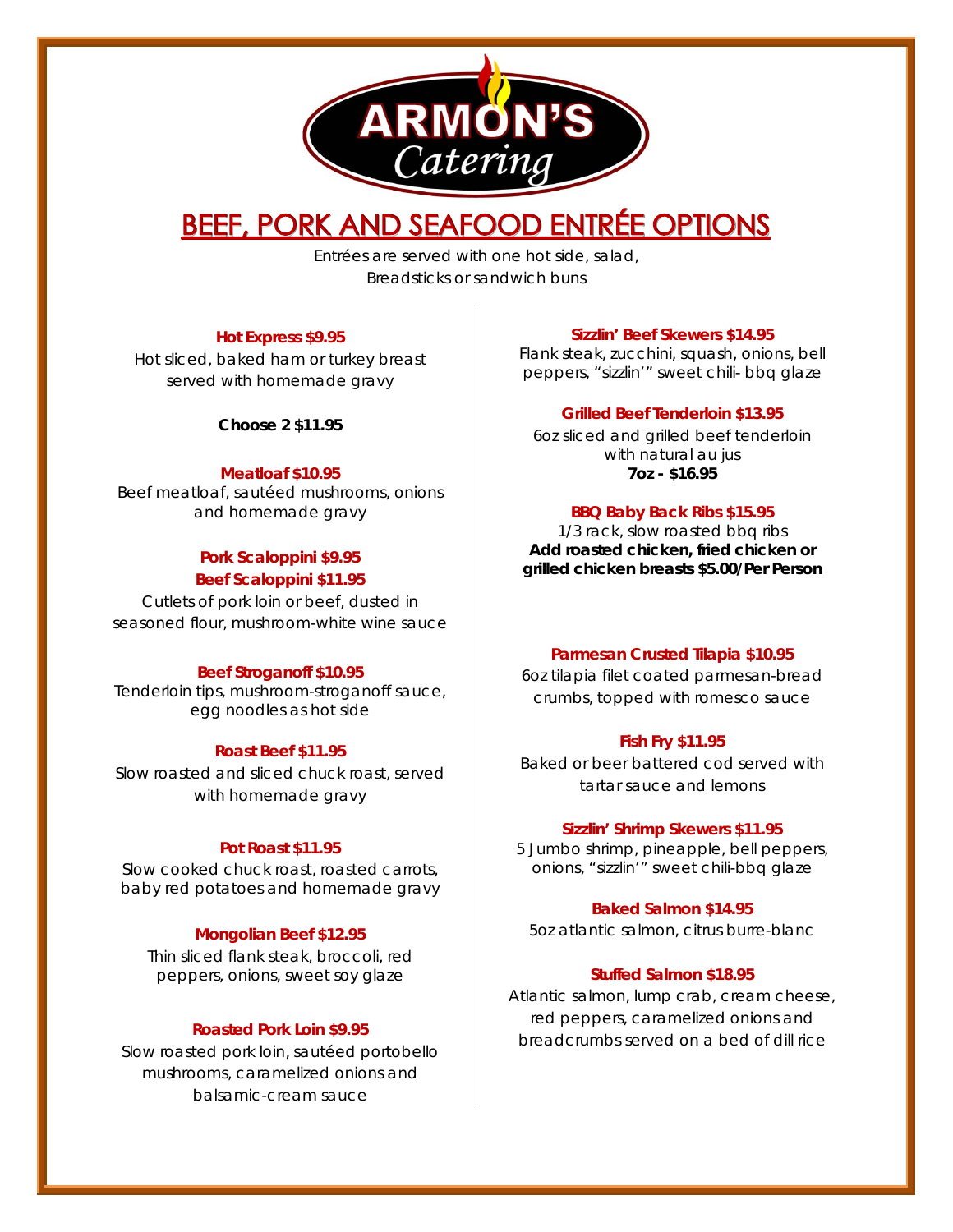# ARMON'S Catering

## BEEF, PORK AND SEAFOOD ENTRÉE OPTIONS

*Entrées are served with one hot side, salad, Breadsticks or sandwich buns*

### Hot Express $9.95

Hot sliced, baked ham or turkey breast served with homemade gravy

**Choose 2 $11.95**

### Meatloaf $10.95

Beef meatloaf, sautéed mushrooms, onions and homemade gravy

### Pork Scaloppini $9.95
### Beef Scaloppini $11.95

Cutlets of pork loin or beef, dusted in seasoned flour, mushroom-white wine sauce

### Beef Stroganoff $10.95

Tenderloin tips, mushroom-stroganoff sauce, egg noodles as hot side

### Roast Beef $11.95

Slow roasted and sliced chuck roast, served with homemade gravy

### Pot Roast $11.95

Slow cooked chuck roast, roasted carrots, baby red potatoes and homemade gravy

### Mongolian Beef $12.95

Thin sliced flank steak, broccoli, red peppers, onions, sweet soy glaze

### Roasted Pork Loin $9.95

Slow roasted pork loin, sautéed portobello mushrooms, caramelized onions and balsamic-cream sauce

### Sizzlin' Beef Skewers $14.95

Flank steak, zucchini, squash, onions, bell peppers, "sizzlin'" sweet chili- bbq glaze

### Grilled Beef Tenderloin $13.95

6oz sliced and grilled beef tenderloin with natural au jus

**7oz - $16.95**

### BBQ Baby Back Ribs $15.95

1/3 rack, slow roasted bbq ribs

**Add roasted chicken, fried chicken or grilled chicken breasts $5.00/Per Person**

### Parmesan Crusted Tilapia $10.95

6oz tilapia filet coated parmesan-bread crumbs, topped with romesco sauce

### Fish Fry $11.95

Baked or beer battered cod served with tartar sauce and lemons

### Sizzlin' Shrimp Skewers $11.95

5 Jumbo shrimp, pineapple, bell peppers, onions, "sizzlin'" sweet chili-bbq glaze

### Baked Salmon $14.95

5oz atlantic salmon, citrus burre-blanc

### Stuffed Salmon $18.95

Atlantic salmon, lump crab, cream cheese, red peppers, caramelized onions and breadcrumbs served on a bed of dill rice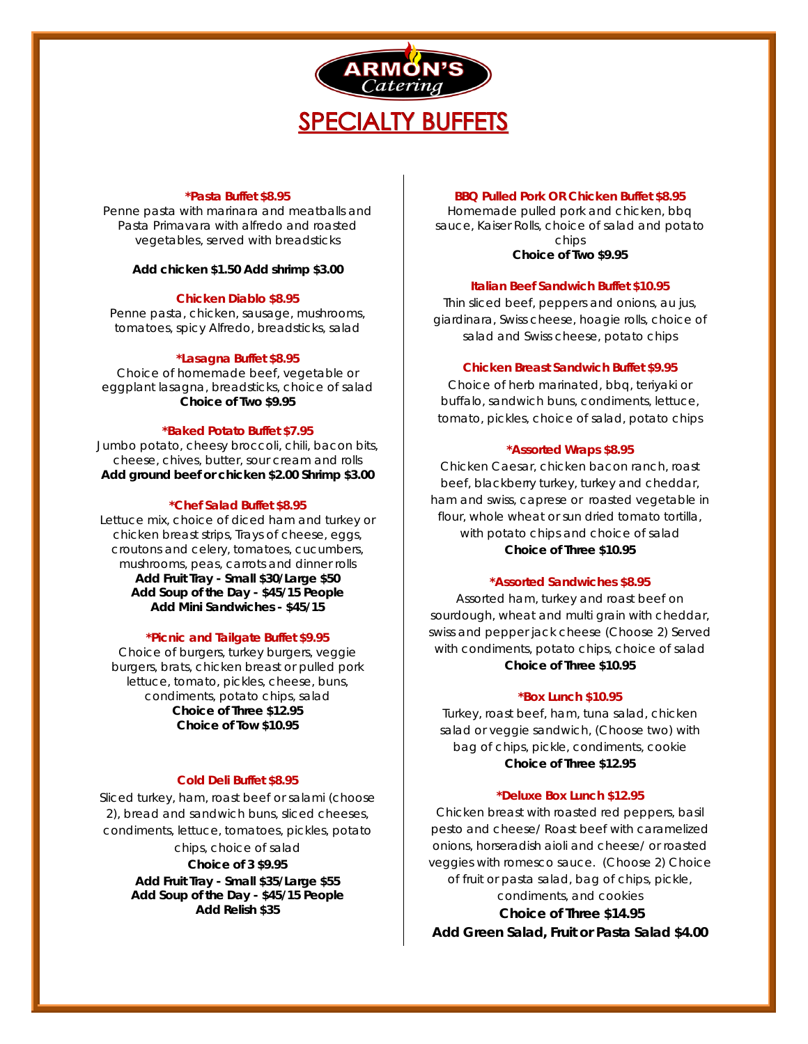ARMON'S Catering

# SPECIALTY BUFFETS

### *Pasta Buffet $8.95

Penne pasta with marinara and meatballs and Pasta Primavera with alfredo and roasted vegetables, served with breadsticks

**Add chicken $1.50 Add shrimp $3.00**

### Chicken Diablo $8.95

Penne pasta, chicken, sausage, mushrooms, tomatoes, spicy Alfredo, breadsticks, salad

### *Lasagna Buffet $8.95

Choice of homemade beef, vegetable or eggplant lasagna, breadsticks, choice of salad

**Choice of Two $9.95**

### *Baked Potato Buffet $7.95

Jumbo potato, cheesy broccoli, chili, bacon bits, cheese, chives, butter, sour cream and rolls

**Add ground beef or chicken $2.00 Shrimp $3.00**

### *Chef Salad Buffet $8.95

Lettuce mix, choice of diced ham and turkey or chicken breast strips, Trays of cheese, eggs, croutons and celery, tomatoes, cucumbers, mushrooms, peas, carrots and dinner rolls

**Add Fruit Tray - Small $30/Large $50**
**Add Soup of the Day - $45/15 People**
**Add Mini Sandwiches - $45/15**

### *Picnic and Tailgate Buffet $9.95

Choice of burgers, turkey burgers, veggie burgers, brats, chicken breast or pulled pork lettuce, tomato, pickles, cheese, buns, condiments, potato chips, salad

**Choice of Three $12.95**
**Choice of Tow $10.95**

### Cold Deli Buffet $8.95

Sliced turkey, ham, roast beef or salami (choose 2), bread and sandwich buns, sliced cheeses, condiments, lettuce, tomatoes, pickles, potato chips, choice of salad

**Choice of 3 $9.95**
**Add Fruit Tray - Small $35/Large $55**
**Add Soup of the Day - $45/15 People**
**Add Relish $35**

### BBQ Pulled Pork OR Chicken Buffet $8.95

Homemade pulled pork and chicken, bbq sauce, Kaiser Rolls, choice of salad and potato chips

**Choice of Two $9.95**

### Italian Beef Sandwich Buffet $10.95

Thin sliced beef, peppers and onions, au jus, giardinara, Swiss cheese, hoagie rolls, choice of salad and Swiss cheese, potato chips

### Chicken Breast Sandwich Buffet $9.95

Choice of herb marinated, bbq, teriyaki or buffalo, sandwich buns, condiments, lettuce, tomato, pickles, choice of salad, potato chips

### *Assorted Wraps $8.95

Chicken Caesar, chicken bacon ranch, roast beef, blackberry turkey, turkey and cheddar, ham and swiss, caprese or roasted vegetable in flour, whole wheat or sun dried tomato tortilla, with potato chips and choice of salad

**Choice of Three $10.95**

### *Assorted Sandwiches $8.95

Assorted ham, turkey and roast beef on sourdough, wheat and multi grain with cheddar, swiss and pepper jack cheese (Choose 2) Served with condiments, potato chips, choice of salad

**Choice of Three $10.95**

### *Box Lunch $10.95

Turkey, roast beef, ham, tuna salad, chicken salad or veggie sandwich, (Choose two) with bag of chips, pickle, condiments, cookie

**Choice of Three $12.95**

### *Deluxe Box Lunch $12.95

Chicken breast with roasted red peppers, basil pesto and cheese/ Roast beef with caramelized onions, horseradish aioli and cheese/ or roasted veggies with romesco sauce. (Choose 2) Choice of fruit or pasta salad, bag of chips, pickle, condiments, and cookies

**Choice of Three $14.95**
**Add Green Salad, Fruit or Pasta Salad $4.00**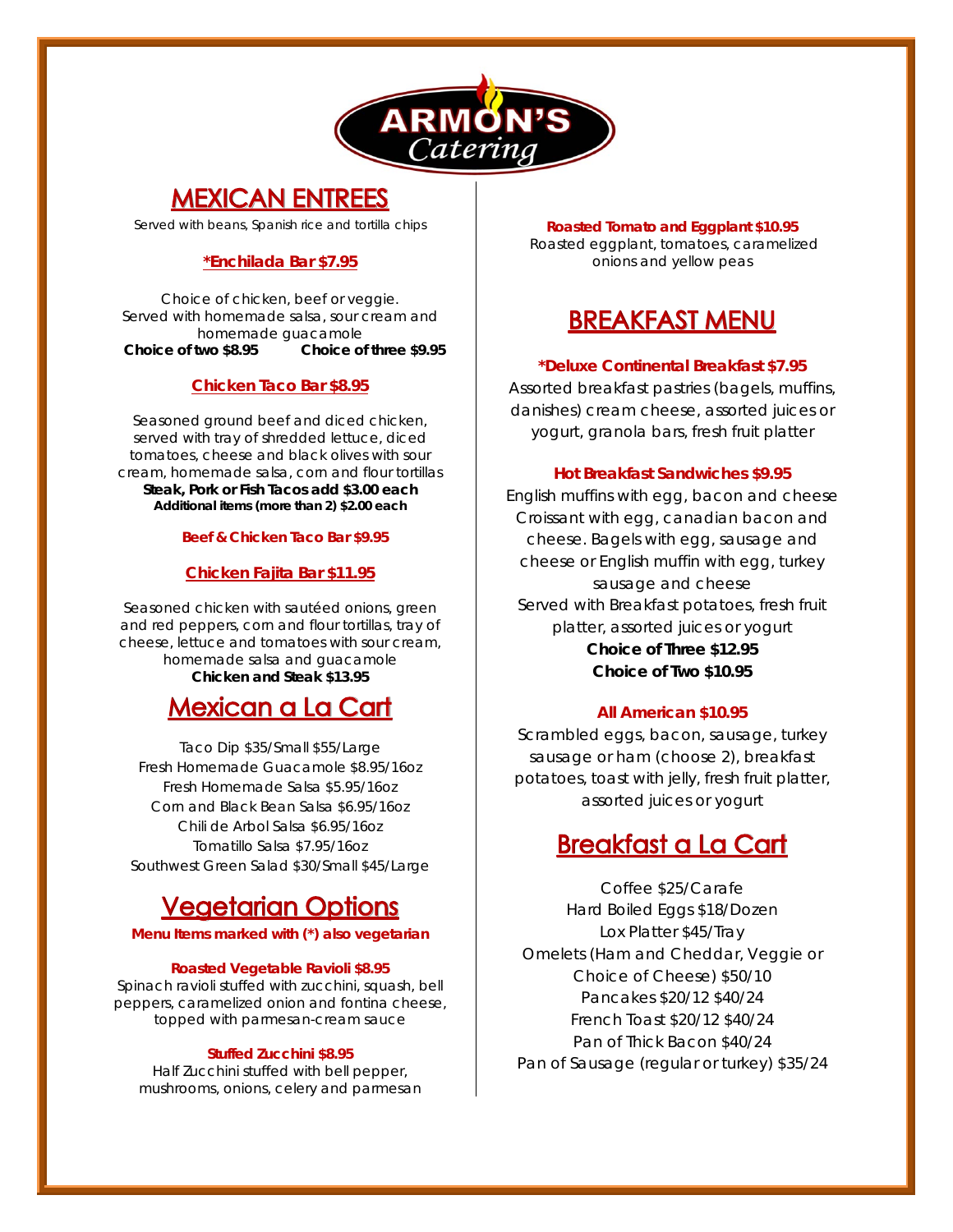# ARMON'S Catering

## MEXICAN ENTREES

*Served with beans, Spanish rice and tortilla chips*

### *Enchilada Bar $7.95

Choice of chicken, beef or veggie.
Served with homemade salsa, sour cream and homemade guacamole

**Choice of two $8.95** **Choice of three $9.95**

### Chicken Taco Bar $8.95

Seasoned ground beef and diced chicken, served with tray of shredded lettuce, diced tomatoes, cheese and black olives with sour cream, homemade salsa, corn and flour tortillas

**Steak, Pork or Fish Tacos add $3.00 each**

**Additional items (more than 2) $2.00 each**

### Beef & Chicken Taco Bar $9.95

### Chicken Fajita Bar $11.95

Seasoned chicken with sautéed onions, green and red peppers, corn and flour tortillas, tray of cheese, lettuce and tomatoes with sour cream, homemade salsa and guacamole

**Chicken and Steak $13.95**

## Mexican a La Cart

Taco Dip $35/Small $55/Large
Fresh Homemade Guacamole $8.95/16oz
Fresh Homemade Salsa $5.95/16oz
Corn and Black Bean Salsa $6.95/16oz
Chili de Arbol Salsa $6.95/16oz
Tomatillo Salsa $7.95/16oz
Southwest Green Salad $30/Small $45/Large

## Vegetarian Options

**Menu Items marked with (*) also vegetarian**

### Roasted Vegetable Ravioli $8.95

Spinach ravioli stuffed with zucchini, squash, bell peppers, caramelized onion and fontina cheese, topped with parmesan-cream sauce

### Stuffed Zucchini $8.95

Half Zucchini stuffed with bell pepper, mushrooms, onions, celery and parmesan

### Roasted Tomato and Eggplant $10.95

Roasted eggplant, tomatoes, caramelized onions and yellow peas

## BREAKFAST MENU

### *Deluxe Continental Breakfast $7.95

Assorted breakfast pastries (bagels, muffins, danishes) cream cheese, assorted juices or yogurt, granola bars, fresh fruit platter

### Hot Breakfast Sandwiches $9.95

English muffins with egg, bacon and cheese Croissant with egg, canadian bacon and cheese. Bagels with egg, sausage and cheese or English muffin with egg, turkey sausage and cheese
Served with Breakfast potatoes, fresh fruit platter, assorted juices or yogurt

**Choice of Three $12.95**

**Choice of Two $10.95**

### All American $10.95

Scrambled eggs, bacon, sausage, turkey sausage or ham (choose 2), breakfast potatoes, toast with jelly, fresh fruit platter, assorted juices or yogurt

## Breakfast a La Cart

Coffee $25/Carafe
Hard Boiled Eggs $18/Dozen
Lox Platter $45/Tray
Omelets (Ham and Cheddar, Veggie or Choice of Cheese) $50/10
Pancakes $20/12 $40/24
French Toast $20/12 $40/24
Pan of Thick Bacon $40/24
Pan of Sausage (regular or turkey) $35/24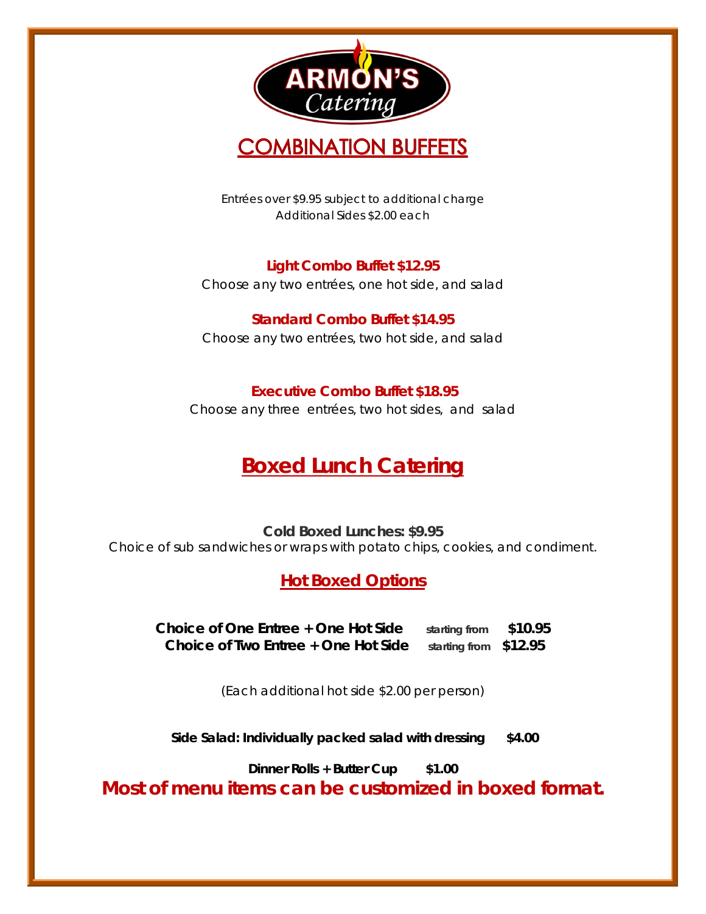ARMON'S Catering

# COMBINATION BUFFETS

*Entrées over $9.95 subject to additional charge*
*Additional Sides $2.00 each*

**Light Combo Buffet $12.95**
*Choose any two entrées, one hot side, and salad*

**Standard Combo Buffet $14.95**
*Choose any two entrées, two hot side, and salad*

**Executive Combo Buffet $18.95**
*Choose any three entrées, two hot sides, and salad*

# Boxed Lunch Catering

**Cold Boxed Lunches: $9.95**
*Choice of sub sandwiches or wraps with potato chips, cookies, and condiment.*

## Hot Boxed Options

**Choice of One Entree + One Hot Side** starting from **$10.95**
**Choice of Two Entree + One Hot Side** starting from **$12.95**

*(Each additional hot side $2.00 per person)*

**Side Salad: Individually packed salad with dressing $4.00**

**Dinner Rolls + Butter Cup $1.00**

**Most of menu items can be customized in boxed format.**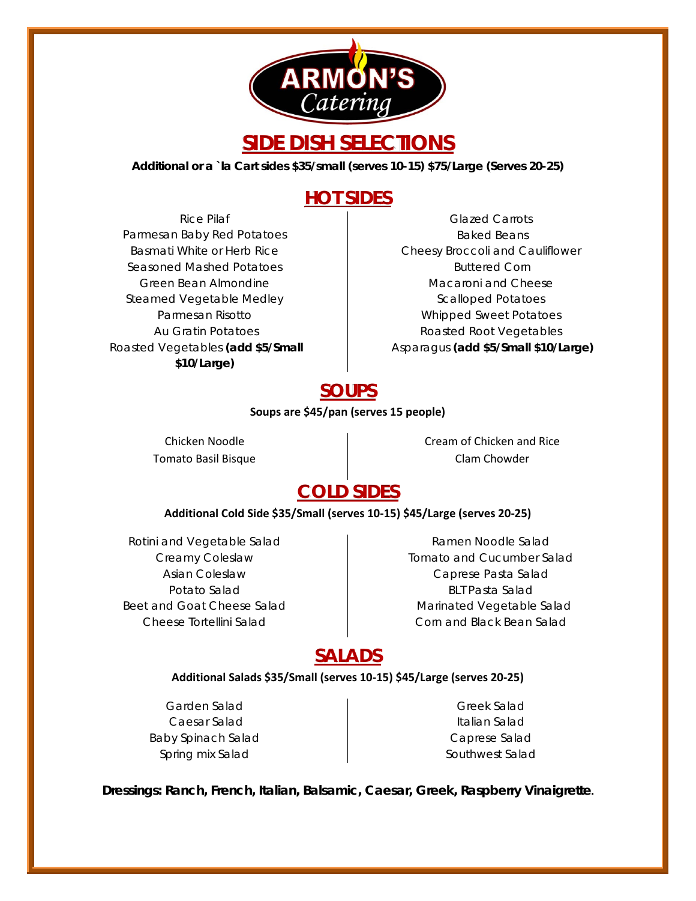# ARMON'S Catering

## SIDE DISH SELECTIONS

**Additional or a `la Cart sides $35/small (serves 10-15) $75/Large (Serves 20-25)**

### HOT SIDES

Rice Pilaf
Parmesan Baby Red Potatoes
Basmati White or Herb Rice
Seasoned Mashed Potatoes
Green Bean Almondine
Steamed Vegetable Medley
Parmesan Risotto
Au Gratin Potatoes
Roasted Vegetables **(add $5/Small $10/Large)**

Glazed Carrots
Baked Beans
Cheesy Broccoli and Cauliflower
Buttered Corn
Macaroni and Cheese
Scalloped Potatoes
Whipped Sweet Potatoes
Roasted Root Vegetables
Asparagus **(add $5/Small $10/Large)**

### SOUPS

**Soups are $45/pan (serves 15 people)**

Chicken Noodle
Tomato Basil Bisque

Cream of Chicken and Rice
Clam Chowder

### COLD SIDES

**Additional Cold Side $35/Small (serves 10-15) $45/Large (serves 20-25)**

Rotini and Vegetable Salad
Creamy Coleslaw
Asian Coleslaw
Potato Salad
Beet and Goat Cheese Salad
Cheese Tortellini Salad

Ramen Noodle Salad
Tomato and Cucumber Salad
Caprese Pasta Salad
BLT Pasta Salad
Marinated Vegetable Salad
Corn and Black Bean Salad

### SALADS

**Additional Salads $35/Small (serves 10-15) $45/Large (serves 20-25)**

Garden Salad
Caesar Salad
Baby Spinach Salad
Spring mix Salad

Greek Salad
Italian Salad
Caprese Salad
Southwest Salad

**Dressings: Ranch, French, Italian, Balsamic, Caesar, Greek, Raspberry Vinaigrette**.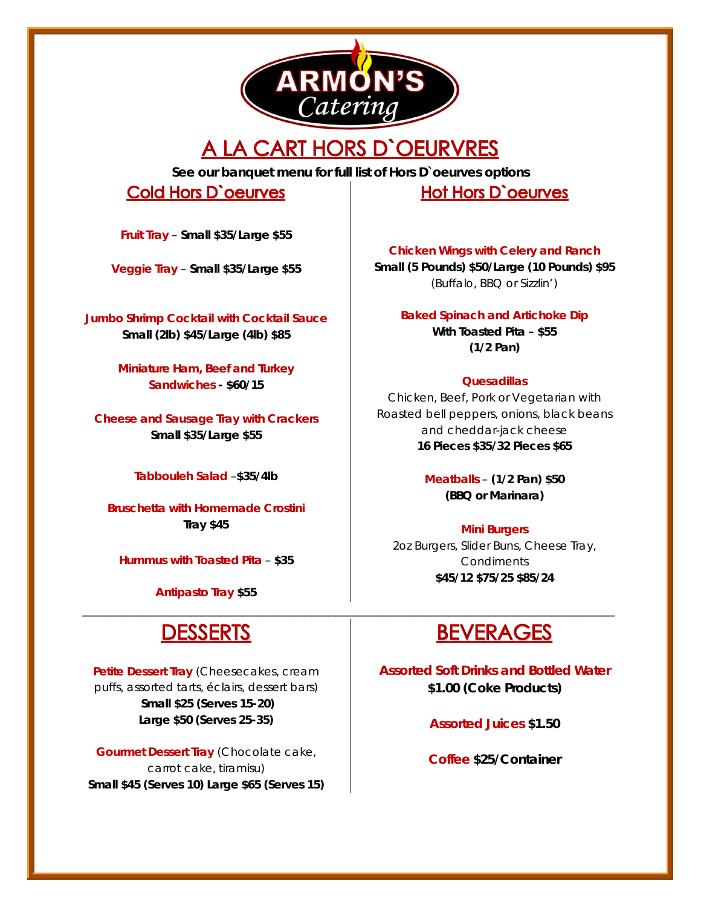ARMON'S
*Catering*

# A LA CART HORS D`OEURVRES

**See our banquet menu for full list of Hors D`oeurves options**

## Cold Hors D`oeurves

**Fruit Tray** – **Small $35/Large $55**

**Veggie Tray** – **Small $35/Large $55**

**Jumbo Shrimp Cocktail with Cocktail Sauce**
**Small (2lb) $45/Large (4lb) $85**

**Miniature Ham, Beef and Turkey Sandwiches** - **$60/15**

**Cheese and Sausage Tray with Crackers**
**Small $35/Large $55**

**Tabbouleh Salad** –**$35/4lb**

**Bruschetta with Homemade Crostini**
**Tray $45**

**Hummus with Toasted Pita** – **$35**

**Antipasto Tray** **$55**

## Hot Hors D`oeurves

**Chicken Wings with Celery and Ranch**
**Small (5 Pounds) $50/Large (10 Pounds) $95**
(Buffalo, BBQ or Sizzlin')

**Baked Spinach and Artichoke Dip**
**With Toasted Pita – $55**
**(1/2 Pan)**

**Quesadillas**
Chicken, Beef, Pork or Vegetarian with Roasted bell peppers, onions, black beans and cheddar-jack cheese
**16 Pieces $35/32 Pieces $65**

**Meatballs** – **(1/2 Pan) $50**
**(BBQ or Marinara)**

**Mini Burgers**
2oz Burgers, Slider Buns, Cheese Tray, Condiments
**$45/12 $75/25 $85/24**

## DESSERTS

**Petite Dessert Tray** (Cheesecakes, cream puffs, assorted tarts, éclairs, dessert bars)
**Small $25 (Serves 15-20)**
**Large $50 (Serves 25-35)**

**Gourmet Dessert Tray** (Chocolate cake, carrot cake, tiramisu)
**Small $45 (Serves 10) Large $65 (Serves 15)**

## BEVERAGES

**Assorted Soft Drinks and Bottled Water**
**$1.00 (Coke Products)**

**Assorted Juices** **$1.50**

**Coffee** **$25/Container**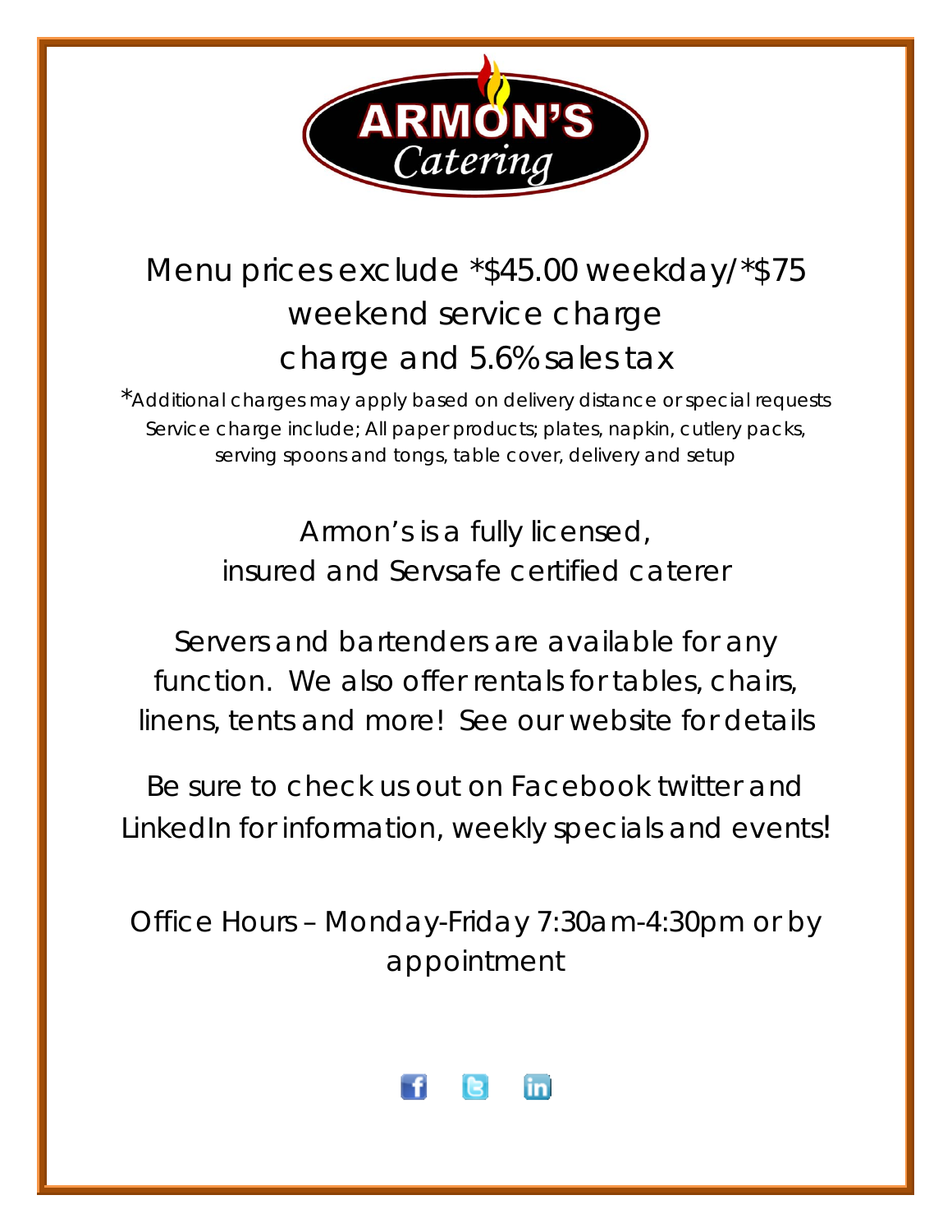# ARMON'S Catering

Menu prices exclude *$45.00 weekday/*$75 weekend service charge charge and 5.6% sales tax

*Additional charges may apply based on delivery distance or special requests
Service charge include; All paper products; plates, napkin, cutlery packs, serving spoons and tongs, table cover, delivery and setup

Armon's is a fully licensed, insured and Servsafe certified caterer

Servers and bartenders are available for any function. We also offer rentals for tables, chairs, linens, tents and more! See our website for details

Be sure to check us out on Facebook twitter and LinkedIn for information, weekly specials and events!

Office Hours – Monday-Friday 7:30am-4:30pm or by appointment